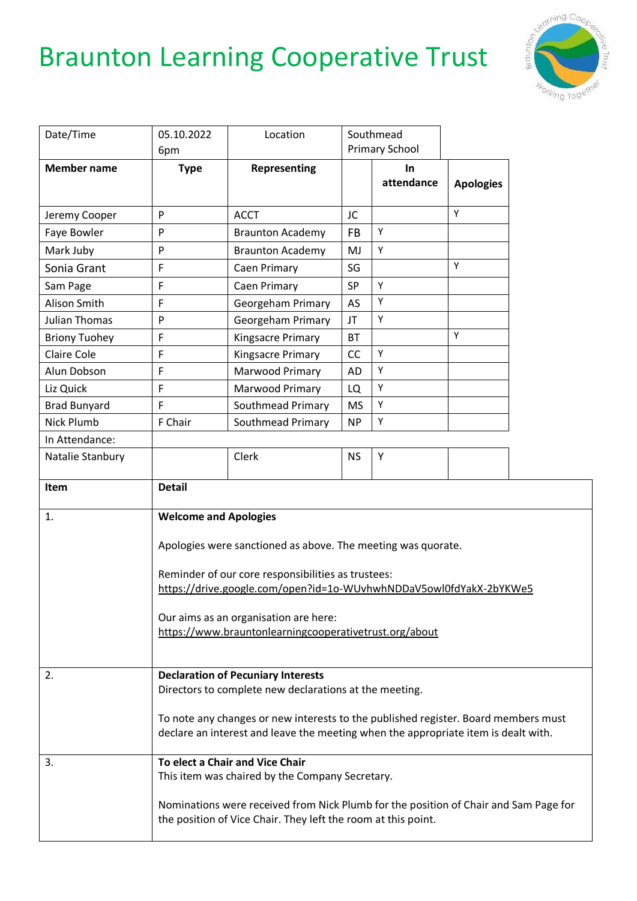# Braunton Learning Cooperative Trust

| Date/Time | 05.10.2022 6pm | Location | Southmead Primary School | | |
|---|---|---|---|---|---|
| **Member name** | **Type** | **Representing** | | **In attendance** | **Apologies** |
| Jeremy Cooper | P | ACCT | JC | | Y |
| Faye Bowler | P | Braunton Academy | FB | Y | |
| Mark Juby | P | Braunton Academy | MJ | Y | |
| Sonia Grant | F | Caen Primary | SG | | Y |
| Sam Page | F | Caen Primary | SP | Y | |
| Alison Smith | F | Georgeham Primary | AS | Y | |
| Julian Thomas | P | Georgeham Primary | JT | Y | |
| Briony Tuohey | F | Kingsacre Primary | BT | | Y |
| Claire Cole | F | Kingsacre Primary | CC | Y | |
| Alun Dobson | F | Marwood Primary | AD | Y | |
| Liz Quick | F | Marwood Primary | LQ | Y | |
| Brad Bunyard | F | Southmead Primary | MS | Y | |
| Nick Plumb | F Chair | Southmead Primary | NP | Y | |
| In Attendance: | | | | | |
| Natalie Stanbury | | Clerk | NS | Y | |

| Item | Detail |
|---|---|
| 1. | **Welcome and Apologies**<br><br>Apologies were sanctioned as above. The meeting was quorate.<br><br>Reminder of our core responsibilities as trustees:<br>https://drive.google.com/open?id=1o-WUvhwhNDDaV5owl0fdYakX-2bYKWe5<br><br>Our aims as an organisation are here:<br>https://www.brauntonlearningcooperativetrust.org/about |
| 2. | **Declaration of Pecuniary Interests**<br>Directors to complete new declarations at the meeting.<br><br>To note any changes or new interests to the published register. Board members must declare an interest and leave the meeting when the appropriate item is dealt with. |
| 3. | **To elect a Chair and Vice Chair**<br>This item was chaired by the Company Secretary.<br><br>Nominations were received from Nick Plumb for the position of Chair and Sam Page for the position of Vice Chair. They left the room at this point. |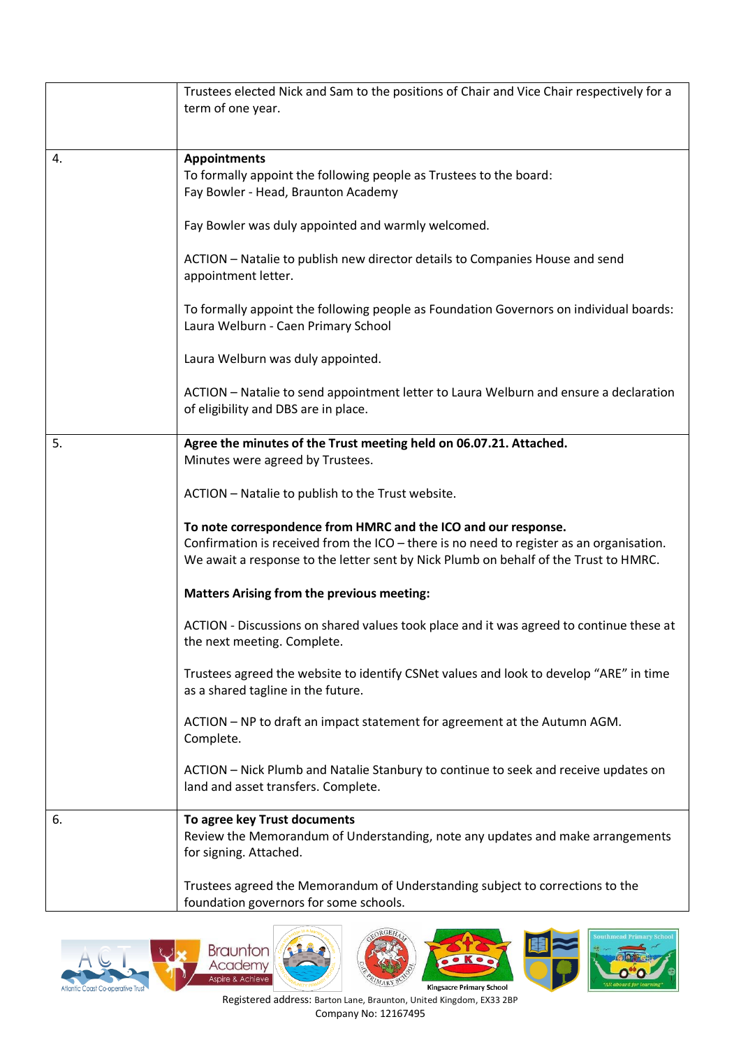| | |
|---|---|
| | Trustees elected Nick and Sam to the positions of Chair and Vice Chair respectively for a term of one year. |
| 4. | **Appointments**<br>To formally appoint the following people as Trustees to the board:<br>Fay Bowler - Head, Braunton Academy<br><br>Fay Bowler was duly appointed and warmly welcomed.<br><br>ACTION – Natalie to publish new director details to Companies House and send appointment letter.<br><br>To formally appoint the following people as Foundation Governors on individual boards:<br>Laura Welburn - Caen Primary School<br><br>Laura Welburn was duly appointed.<br><br>ACTION – Natalie to send appointment letter to Laura Welburn and ensure a declaration of eligibility and DBS are in place. |
| 5. | **Agree the minutes of the Trust meeting held on 06.07.21. Attached.**<br>Minutes were agreed by Trustees.<br><br>ACTION – Natalie to publish to the Trust website.<br><br>**To note correspondence from HMRC and the ICO and our response.**<br>Confirmation is received from the ICO – there is no need to register as an organisation. We await a response to the letter sent by Nick Plumb on behalf of the Trust to HMRC.<br><br>**Matters Arising from the previous meeting:**<br><br>ACTION - Discussions on shared values took place and it was agreed to continue these at the next meeting. Complete.<br><br>Trustees agreed the website to identify CSNet values and look to develop "ARE" in time as a shared tagline in the future.<br><br>ACTION – NP to draft an impact statement for agreement at the Autumn AGM. Complete.<br><br>ACTION – Nick Plumb and Natalie Stanbury to continue to seek and receive updates on land and asset transfers. Complete. |
| 6. | **To agree key Trust documents**<br>Review the Memorandum of Understanding, note any updates and make arrangements for signing. Attached.<br><br>Trustees agreed the Memorandum of Understanding subject to corrections to the foundation governors for some schools. |

Registered address: Barton Lane, Braunton, United Kingdom, EX33 2BP
Company No: 12167495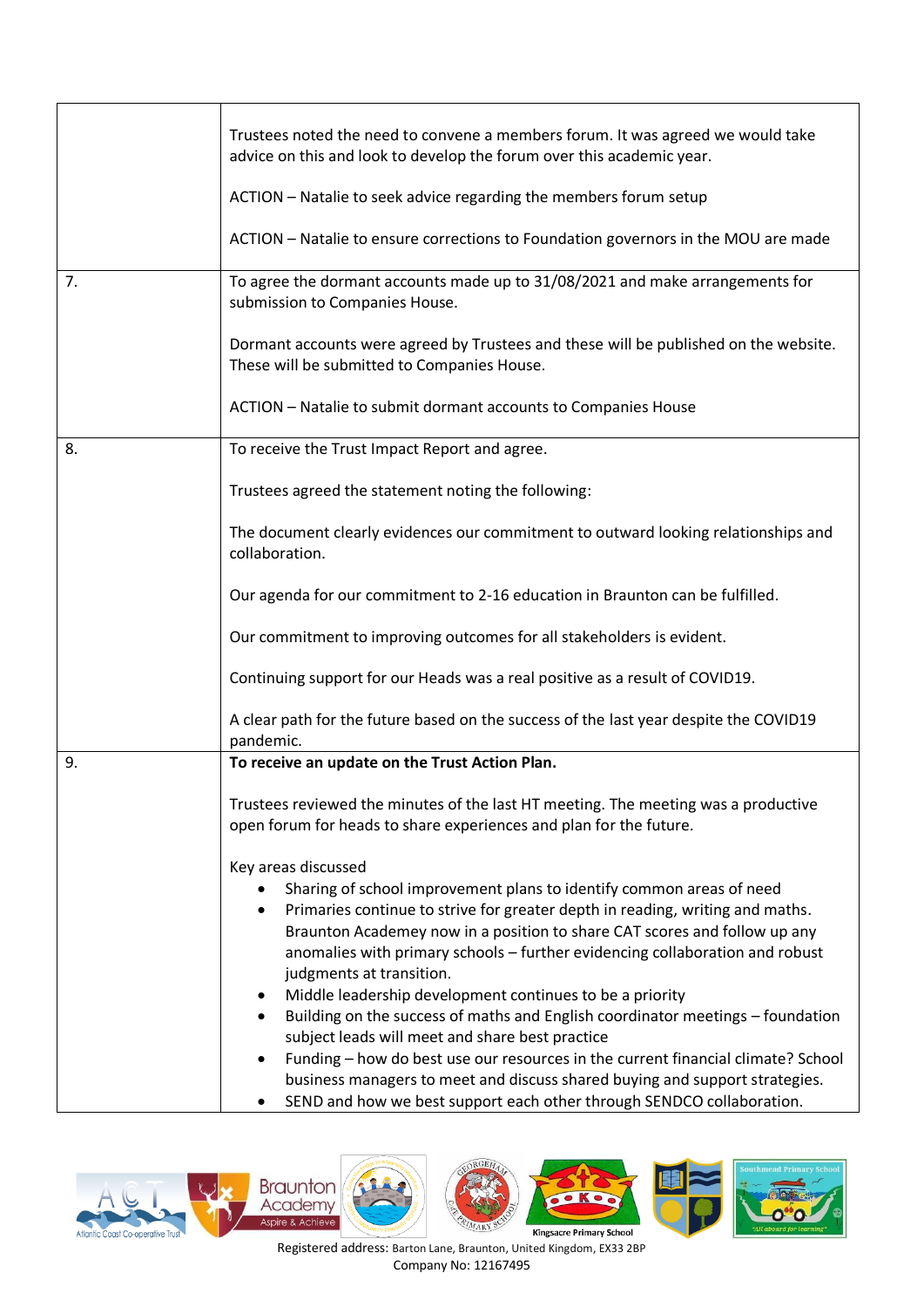| | |
|---|---|
| | Trustees noted the need to convene a members forum. It was agreed we would take advice on this and look to develop the forum over this academic year.<br><br>ACTION – Natalie to seek advice regarding the members forum setup<br><br>ACTION – Natalie to ensure corrections to Foundation governors in the MOU are made |
| 7. | To agree the dormant accounts made up to 31/08/2021 and make arrangements for submission to Companies House.<br><br>Dormant accounts were agreed by Trustees and these will be published on the website. These will be submitted to Companies House.<br><br>ACTION – Natalie to submit dormant accounts to Companies House |
| 8. | To receive the Trust Impact Report and agree.<br><br>Trustees agreed the statement noting the following:<br><br>The document clearly evidences our commitment to outward looking relationships and collaboration.<br><br>Our agenda for our commitment to 2-16 education in Braunton can be fulfilled.<br><br>Our commitment to improving outcomes for all stakeholders is evident.<br><br>Continuing support for our Heads was a real positive as a result of COVID19.<br><br>A clear path for the future based on the success of the last year despite the COVID19 pandemic. |
| 9. | **To receive an update on the Trust Action Plan.**<br><br>Trustees reviewed the minutes of the last HT meeting. The meeting was a productive open forum for heads to share experiences and plan for the future.<br><br>Key areas discussed<br>• Sharing of school improvement plans to identify common areas of need<br>• Primaries continue to strive for greater depth in reading, writing and maths. Braunton Academey now in a position to share CAT scores and follow up any anomalies with primary schools – further evidencing collaboration and robust judgments at transition.<br>• Middle leadership development continues to be a priority<br>• Building on the success of maths and English coordinator meetings – foundation subject leads will meet and share best practice<br>• Funding – how do best use our resources in the current financial climate? School business managers to meet and discuss shared buying and support strategies.<br>• SEND and how we best support each other through SENDCO collaboration. |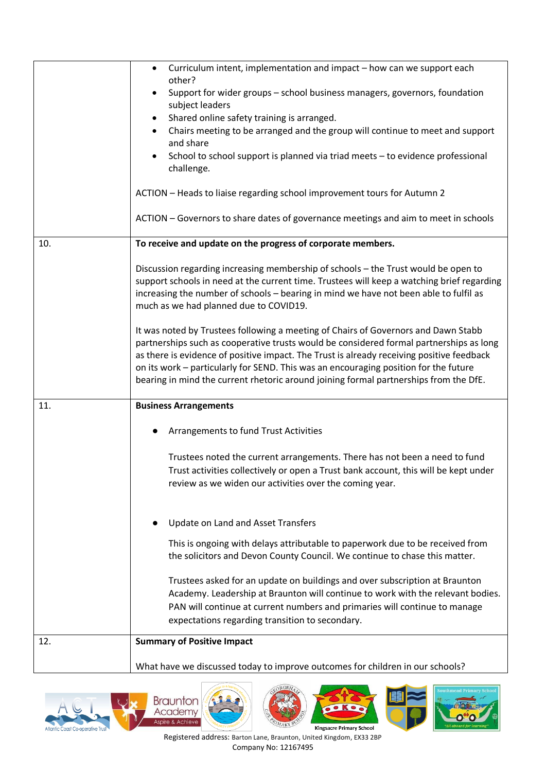| | |
|---|---|
| | • Curriculum intent, implementation and impact – how can we support each other?<br>• Support for wider groups – school business managers, governors, foundation subject leaders<br>• Shared online safety training is arranged.<br>• Chairs meeting to be arranged and the group will continue to meet and support and share<br>• School to school support is planned via triad meets – to evidence professional challenge.<br><br>ACTION – Heads to liaise regarding school improvement tours for Autumn 2<br><br>ACTION – Governors to share dates of governance meetings and aim to meet in schools |
| 10. | **To receive and update on the progress of corporate members.**<br><br>Discussion regarding increasing membership of schools – the Trust would be open to support schools in need at the current time. Trustees will keep a watching brief regarding increasing the number of schools – bearing in mind we have not been able to fulfil as much as we had planned due to COVID19.<br><br>It was noted by Trustees following a meeting of Chairs of Governors and Dawn Stabb partnerships such as cooperative trusts would be considered formal partnerships as long as there is evidence of positive impact. The Trust is already receiving positive feedback on its work – particularly for SEND. This was an encouraging position for the future bearing in mind the current rhetoric around joining formal partnerships from the DfE. |
| 11. | **Business Arrangements**<br><br>• Arrangements to fund Trust Activities<br><br>Trustees noted the current arrangements. There has not been a need to fund Trust activities collectively or open a Trust bank account, this will be kept under review as we widen our activities over the coming year.<br><br>• Update on Land and Asset Transfers<br><br>This is ongoing with delays attributable to paperwork due to be received from the solicitors and Devon County Council. We continue to chase this matter.<br><br>Trustees asked for an update on buildings and over subscription at Braunton Academy. Leadership at Braunton will continue to work with the relevant bodies. PAN will continue at current numbers and primaries will continue to manage expectations regarding transition to secondary. |
| 12. | **Summary of Positive Impact**<br><br>What have we discussed today to improve outcomes for children in our schools? |

Registered address: Barton Lane, Braunton, United Kingdom, EX33 2BP
Company No: 12167495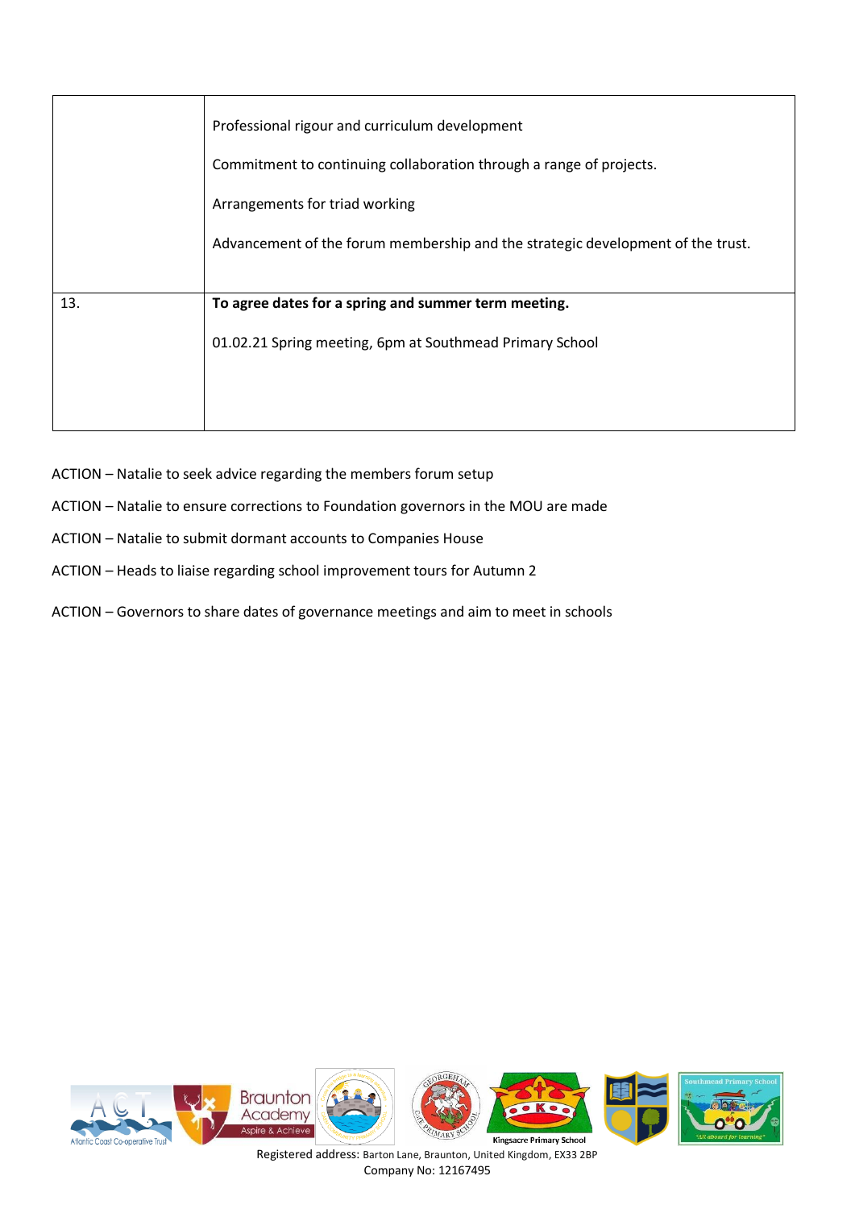| | |
|---|---|
| | Professional rigour and curriculum development<br><br>Commitment to continuing collaboration through a range of projects.<br><br>Arrangements for triad working<br><br>Advancement of the forum membership and the strategic development of the trust. |
| 13. | **To agree dates for a spring and summer term meeting.**<br><br>01.02.21 Spring meeting, 6pm at Southmead Primary School |

ACTION – Natalie to seek advice regarding the members forum setup

ACTION – Natalie to ensure corrections to Foundation governors in the MOU are made

ACTION – Natalie to submit dormant accounts to Companies House

ACTION – Heads to liaise regarding school improvement tours for Autumn 2

ACTION – Governors to share dates of governance meetings and aim to meet in schools

Registered address: Barton Lane, Braunton, United Kingdom, EX33 2BP
Company No: 12167495